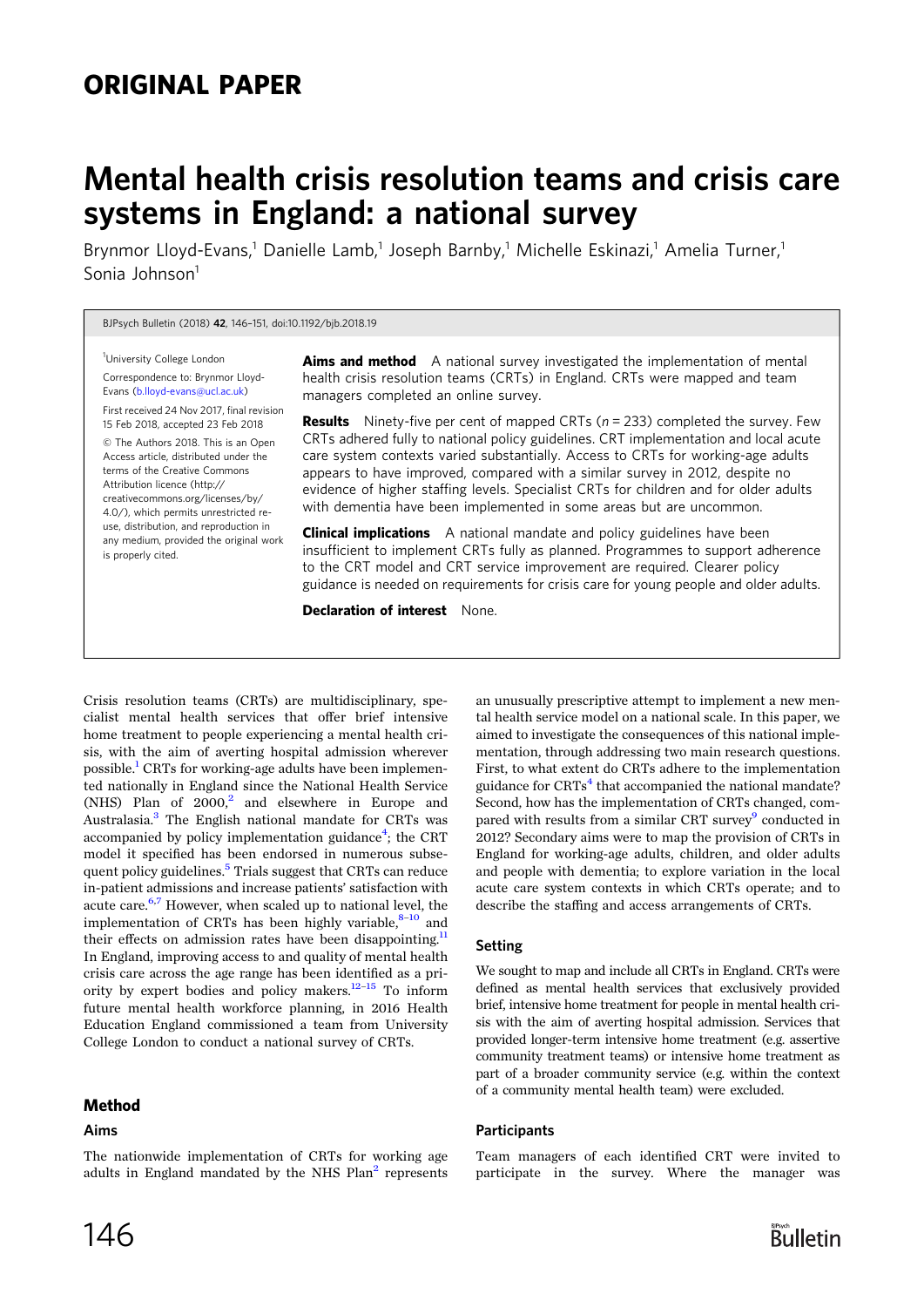# ORIGINAL PAPER

# Mental health crisis resolution teams and crisis care systems in England: a national survey

Brynmor Lloyd-Evans,[1] Danielle Lamb,[1] Joseph Barnby,[1] Michelle Eskinazi,[1] Amelia Turner,[1] Sonia Johnson[1]

[1]University College London

Correspondence to: Brynmor Lloyd-Evans (b.lloyd-evans@ucl.ac.uk)

First received 24 Nov 2017, final revision 15 Feb 2018, accepted 23 Feb 2018

© The Authors 2018. This is an Open Access article, distributed under the terms of the Creative Commons Attribution licence (http://creativecommons.org/licenses/by/4.0/), which permits unrestricted re-use, distribution, and reproduction in any medium, provided the original work is properly cited.

**Aims and method** A national survey investigated the implementation of mental health crisis resolution teams (CRTs) in England. CRTs were mapped and team managers completed an online survey.

**Results** Ninety-five per cent of mapped CRTs (*n* = 233) completed the survey. Few CRTs adhered fully to national policy guidelines. CRT implementation and local acute care system contexts varied substantially. Access to CRTs for working-age adults appears to have improved, compared with a similar survey in 2012, despite no evidence of higher staffing levels. Specialist CRTs for children and for older adults with dementia have been implemented in some areas but are uncommon.

**Clinical implications** A national mandate and policy guidelines have been insufficient to implement CRTs fully as planned. Programmes to support adherence to the CRT model and CRT service improvement are required. Clearer policy guidance is needed on requirements for crisis care for young people and older adults.

**Declaration of interest** None.

Crisis resolution teams (CRTs) are multidisciplinary, specialist mental health services that offer brief intensive home treatment to people experiencing a mental health crisis, with the aim of averting hospital admission wherever possible.[1] CRTs for working-age adults have been implemented nationally in England since the National Health Service (NHS) Plan of 2000,[2] and elsewhere in Europe and Australasia.[3] The English national mandate for CRTs was accompanied by policy implementation guidance[4]; the CRT model it specified has been endorsed in numerous subsequent policy guidelines.[5] Trials suggest that CRTs can reduce in-patient admissions and increase patients' satisfaction with acute care.[6,7] However, when scaled up to national level, the implementation of CRTs has been highly variable,[8–10] and their effects on admission rates have been disappointing.[11] In England, improving access to and quality of mental health crisis care across the age range has been identified as a priority by expert bodies and policy makers.[12–15] To inform future mental health workforce planning, in 2016 Health Education England commissioned a team from University College London to conduct a national survey of CRTs.

## Method

### Aims

The nationwide implementation of CRTs for working age adults in England mandated by the NHS Plan[2] represents an unusually prescriptive attempt to implement a new mental health service model on a national scale. In this paper, we aimed to investigate the consequences of this national implementation, through addressing two main research questions. First, to what extent do CRTs adhere to the implementation guidance for CRTs[4] that accompanied the national mandate? Second, how has the implementation of CRTs changed, compared with results from a similar CRT survey[9] conducted in 2012? Secondary aims were to map the provision of CRTs in England for working-age adults, children, and older adults and people with dementia; to explore variation in the local acute care system contexts in which CRTs operate; and to describe the staffing and access arrangements of CRTs.

### Setting

We sought to map and include all CRTs in England. CRTs were defined as mental health services that exclusively provided brief, intensive home treatment for people in mental health crisis with the aim of averting hospital admission. Services that provided longer-term intensive home treatment (e.g. assertive community treatment teams) or intensive home treatment as part of a broader community service (e.g. within the context of a community mental health team) were excluded.

### Participants

Team managers of each identified CRT were invited to participate in the survey. Where the manager was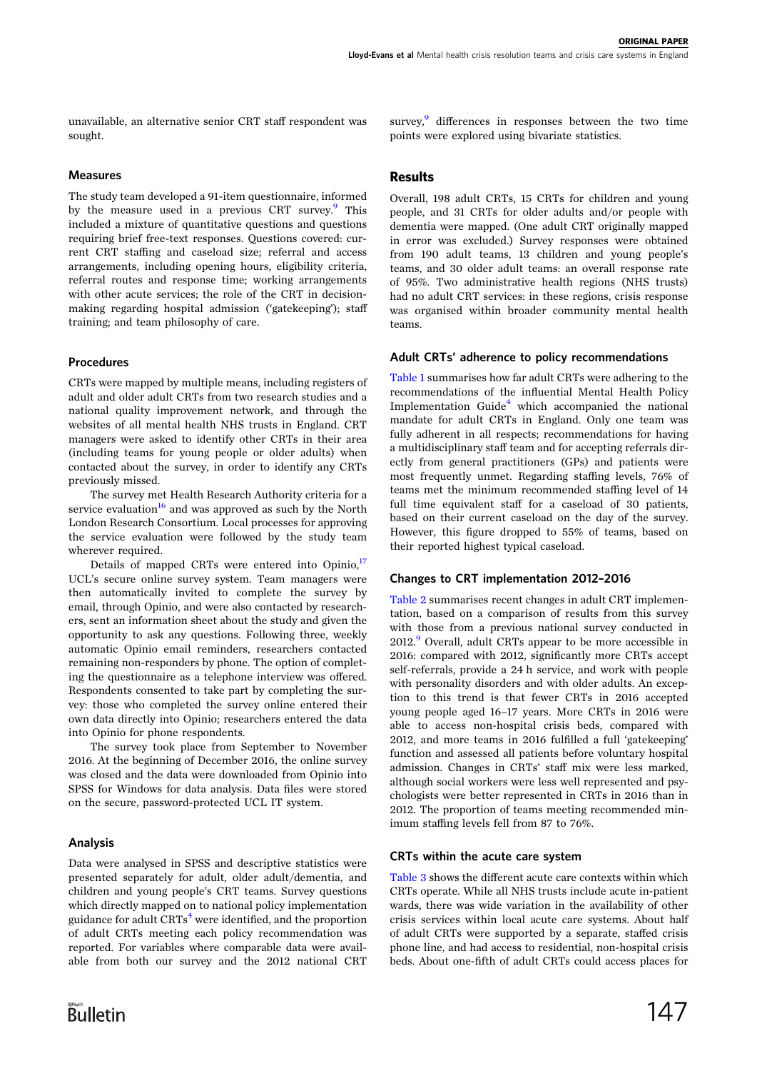unavailable, an alternative senior CRT staff respondent was sought.

### Measures

The study team developed a 91-item questionnaire, informed by the measure used in a previous CRT survey.[9] This included a mixture of quantitative questions and questions requiring brief free-text responses. Questions covered: current CRT staffing and caseload size; referral and access arrangements, including opening hours, eligibility criteria, referral routes and response time; working arrangements with other acute services; the role of the CRT in decision-making regarding hospital admission ('gatekeeping'); staff training; and team philosophy of care.

### Procedures

CRTs were mapped by multiple means, including registers of adult and older adult CRTs from two research studies and a national quality improvement network, and through the websites of all mental health NHS trusts in England. CRT managers were asked to identify other CRTs in their area (including teams for young people or older adults) when contacted about the survey, in order to identify any CRTs previously missed.

The survey met Health Research Authority criteria for a service evaluation[16] and was approved as such by the North London Research Consortium. Local processes for approving the service evaluation were followed by the study team wherever required.

Details of mapped CRTs were entered into Opinio,[17] UCL's secure online survey system. Team managers were then automatically invited to complete the survey by email, through Opinio, and were also contacted by researchers, sent an information sheet about the study and given the opportunity to ask any questions. Following three, weekly automatic Opinio email reminders, researchers contacted remaining non-responders by phone. The option of completing the questionnaire as a telephone interview was offered. Respondents consented to take part by completing the survey: those who completed the survey online entered their own data directly into Opinio; researchers entered the data into Opinio for phone respondents.

The survey took place from September to November 2016. At the beginning of December 2016, the online survey was closed and the data were downloaded from Opinio into SPSS for Windows for data analysis. Data files were stored on the secure, password-protected UCL IT system.

### Analysis

Data were analysed in SPSS and descriptive statistics were presented separately for adult, older adult/dementia, and children and young people's CRT teams. Survey questions which directly mapped on to national policy implementation guidance for adult CRTs[4] were identified, and the proportion of adult CRTs meeting each policy recommendation was reported. For variables where comparable data were available from both our survey and the 2012 national CRT survey,[9] differences in responses between the two time points were explored using bivariate statistics.

## Results

Overall, 198 adult CRTs, 15 CRTs for children and young people, and 31 CRTs for older adults and/or people with dementia were mapped. (One adult CRT originally mapped in error was excluded.) Survey responses were obtained from 190 adult teams, 13 children and young people's teams, and 30 older adult teams: an overall response rate of 95%. Two administrative health regions (NHS trusts) had no adult CRT services: in these regions, crisis response was organised within broader community mental health teams.

### Adult CRTs' adherence to policy recommendations

Table 1 summarises how far adult CRTs were adhering to the recommendations of the influential Mental Health Policy Implementation Guide[4] which accompanied the national mandate for adult CRTs in England. Only one team was fully adherent in all respects; recommendations for having a multidisciplinary staff team and for accepting referrals directly from general practitioners (GPs) and patients were most frequently unmet. Regarding staffing levels, 76% of teams met the minimum recommended staffing level of 14 full time equivalent staff for a caseload of 30 patients, based on their current caseload on the day of the survey. However, this figure dropped to 55% of teams, based on their reported highest typical caseload.

### Changes to CRT implementation 2012–2016

Table 2 summarises recent changes in adult CRT implementation, based on a comparison of results from this survey with those from a previous national survey conducted in 2012.[9] Overall, adult CRTs appear to be more accessible in 2016: compared with 2012, significantly more CRTs accept self-referrals, provide a 24 h service, and work with people with personality disorders and with older adults. An exception to this trend is that fewer CRTs in 2016 accepted young people aged 16–17 years. More CRTs in 2016 were able to access non-hospital crisis beds, compared with 2012, and more teams in 2016 fulfilled a full 'gatekeeping' function and assessed all patients before voluntary hospital admission. Changes in CRTs' staff mix were less marked, although social workers were less well represented and psychologists were better represented in CRTs in 2016 than in 2012. The proportion of teams meeting recommended minimum staffing levels fell from 87 to 76%.

### CRTs within the acute care system

Table 3 shows the different acute care contexts within which CRTs operate. While all NHS trusts include acute in-patient wards, there was wide variation in the availability of other crisis services within local acute care systems. About half of adult CRTs were supported by a separate, staffed crisis phone line, and had access to residential, non-hospital crisis beds. About one-fifth of adult CRTs could access places for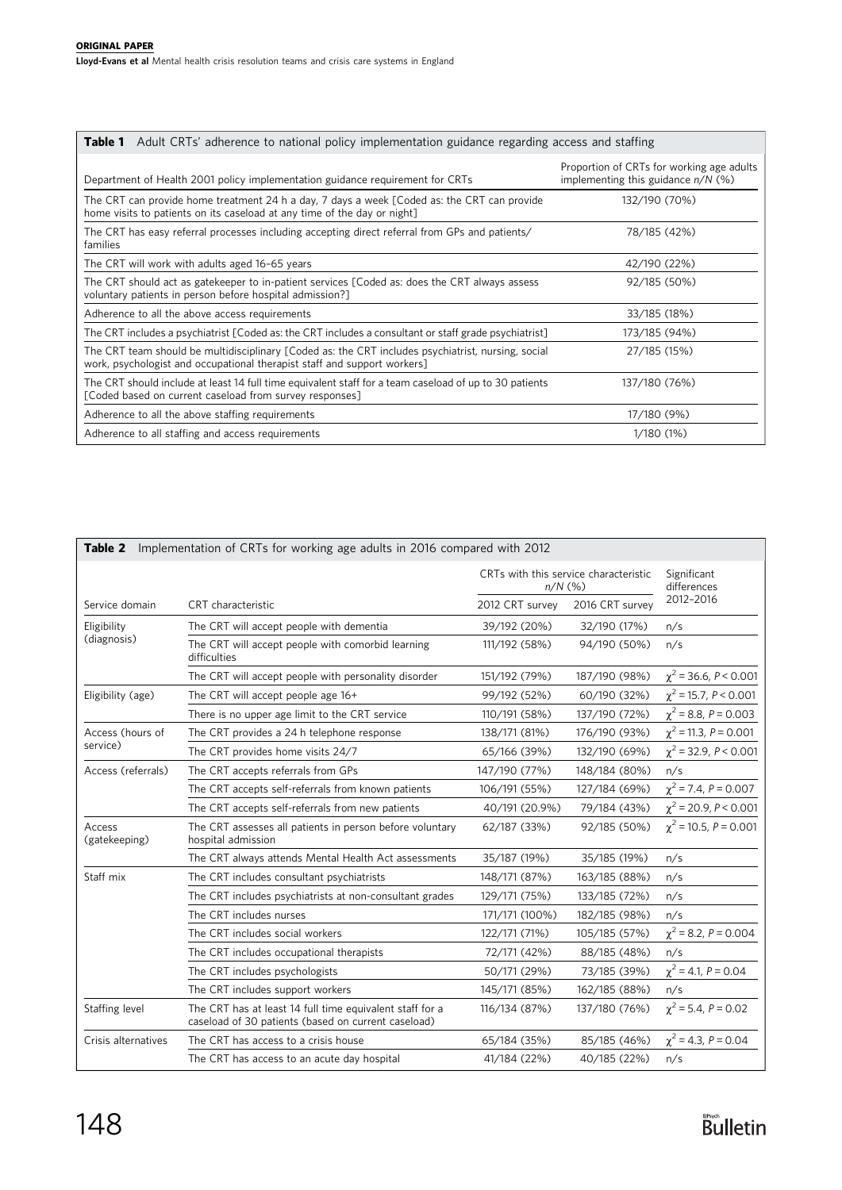**Table 1** Adult CRTs' adherence to national policy implementation guidance regarding access and staffing

| Department of Health 2001 policy implementation guidance requirement for CRTs | Proportion of CRTs for working age adults implementing this guidance *n/N* (%) |
|---|---|
| The CRT can provide home treatment 24 h a day, 7 days a week [Coded as: the CRT can provide home visits to patients on its caseload at any time of the day or night] | 132/190 (70%) |
| The CRT has easy referral processes including accepting direct referral from GPs and patients/families | 78/185 (42%) |
| The CRT will work with adults aged 16–65 years | 42/190 (22%) |
| The CRT should act as gatekeeper to in-patient services [Coded as: does the CRT always assess voluntary patients in person before hospital admission?] | 92/185 (50%) |
| Adherence to all the above access requirements | 33/185 (18%) |
| The CRT includes a psychiatrist [Coded as: the CRT includes a consultant or staff grade psychiatrist] | 173/185 (94%) |
| The CRT team should be multidisciplinary [Coded as: the CRT includes psychiatrist, nursing, social work, psychologist and occupational therapist staff and support workers] | 27/185 (15%) |
| The CRT should include at least 14 full time equivalent staff for a team caseload of up to 30 patients [Coded based on current caseload from survey responses] | 137/180 (76%) |
| Adherence to all the above staffing requirements | 17/180 (9%) |
| Adherence to all staffing and access requirements | 1/180 (1%) |

**Table 2** Implementation of CRTs for working age adults in 2016 compared with 2012

| Service domain | CRT characteristic | CRTs with this service characteristic *n/N* (%) | | Significant differences 2012–2016 |
|---|---|---|---|---|
| | | 2012 CRT survey | 2016 CRT survey | |
| Eligibility (diagnosis) | The CRT will accept people with dementia | 39/192 (20%) | 32/190 (17%) | n/s |
| | The CRT will accept people with comorbid learning difficulties | 111/192 (58%) | 94/190 (50%) | n/s |
| | The CRT will accept people with personality disorder | 151/192 (79%) | 187/190 (98%) | $\chi^2 = 36.6$, $P < 0.001$ |
| Eligibility (age) | The CRT will accept people age 16+ | 99/192 (52%) | 60/190 (32%) | $\chi^2 = 15.7$, $P < 0.001$ |
| | There is no upper age limit to the CRT service | 110/191 (58%) | 137/190 (72%) | $\chi^2 = 8.8$, $P = 0.003$ |
| Access (hours of service) | The CRT provides a 24 h telephone response | 138/171 (81%) | 176/190 (93%) | $\chi^2 = 11.3$, $P = 0.001$ |
| | The CRT provides home visits 24/7 | 65/166 (39%) | 132/190 (69%) | $\chi^2 = 32.9$, $P < 0.001$ |
| Access (referrals) | The CRT accepts referrals from GPs | 147/190 (77%) | 148/184 (80%) | n/s |
| | The CRT accepts self-referrals from known patients | 106/191 (55%) | 127/184 (69%) | $\chi^2 = 7.4$, $P = 0.007$ |
| | The CRT accepts self-referrals from new patients | 40/191 (20.9%) | 79/184 (43%) | $\chi^2 = 20.9$, $P < 0.001$ |
| Access (gatekeeping) | The CRT assesses all patients in person before voluntary hospital admission | 62/187 (33%) | 92/185 (50%) | $\chi^2 = 10.5$, $P = 0.001$ |
| | The CRT always attends Mental Health Act assessments | 35/187 (19%) | 35/185 (19%) | n/s |
| Staff mix | The CRT includes consultant psychiatrists | 148/171 (87%) | 163/185 (88%) | n/s |
| | The CRT includes psychiatrists at non-consultant grades | 129/171 (75%) | 133/185 (72%) | n/s |
| | The CRT includes nurses | 171/171 (100%) | 182/185 (98%) | n/s |
| | The CRT includes social workers | 122/171 (71%) | 105/185 (57%) | $\chi^2 = 8.2$, $P = 0.004$ |
| | The CRT includes occupational therapists | 72/171 (42%) | 88/185 (48%) | n/s |
| | The CRT includes psychologists | 50/171 (29%) | 73/185 (39%) | $\chi^2 = 4.1$, $P = 0.04$ |
| | The CRT includes support workers | 145/171 (85%) | 162/185 (88%) | n/s |
| Staffing level | The CRT has at least 14 full time equivalent staff for a caseload of 30 patients (based on current caseload) | 116/134 (87%) | 137/180 (76%) | $\chi^2 = 5.4$, $P = 0.02$ |
| Crisis alternatives | The CRT has access to a crisis house | 65/184 (35%) | 85/185 (46%) | $\chi^2 = 4.3$, $P = 0.04$ |
| | The CRT has access to an acute day hospital | 41/184 (22%) | 40/185 (22%) | n/s |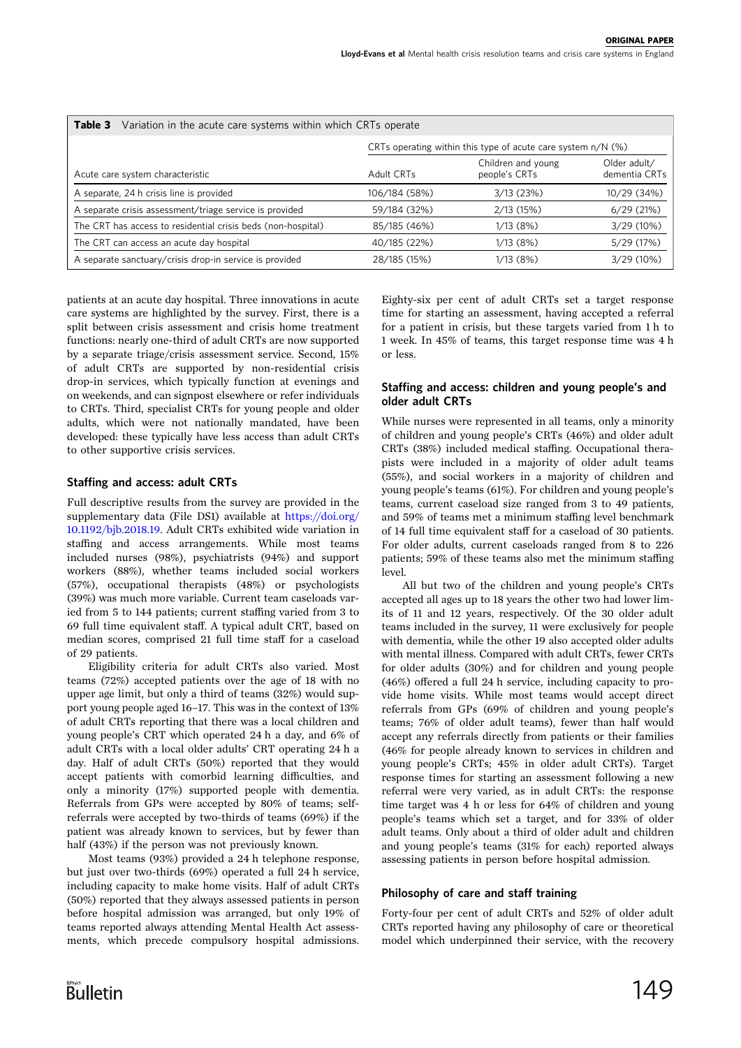**Table 3** Variation in the acute care systems within which CRTs operate

| Acute care system characteristic | CRTs operating within this type of acute care system n/N (%) | | |
|---|---|---|---|
| | Adult CRTs | Children and young people's CRTs | Older adult/ dementia CRTs |
| A separate, 24 h crisis line is provided | 106/184 (58%) | 3/13 (23%) | 10/29 (34%) |
| A separate crisis assessment/triage service is provided | 59/184 (32%) | 2/13 (15%) | 6/29 (21%) |
| The CRT has access to residential crisis beds (non-hospital) | 85/185 (46%) | 1/13 (8%) | 3/29 (10%) |
| The CRT can access an acute day hospital | 40/185 (22%) | 1/13 (8%) | 5/29 (17%) |
| A separate sanctuary/crisis drop-in service is provided | 28/185 (15%) | 1/13 (8%) | 3/29 (10%) |

patients at an acute day hospital. Three innovations in acute care systems are highlighted by the survey. First, there is a split between crisis assessment and crisis home treatment functions: nearly one-third of adult CRTs are now supported by a separate triage/crisis assessment service. Second, 15% of adult CRTs are supported by non-residential crisis drop-in services, which typically function at evenings and on weekends, and can signpost elsewhere or refer individuals to CRTs. Third, specialist CRTs for young people and older adults, which were not nationally mandated, have been developed: these typically have less access than adult CRTs to other supportive crisis services.

### Staffing and access: adult CRTs

Full descriptive results from the survey are provided in the supplementary data (File DS1) available at https://doi.org/10.1192/bjb.2018.19. Adult CRTs exhibited wide variation in staffing and access arrangements. While most teams included nurses (98%), psychiatrists (94%) and support workers (88%), whether teams included social workers (57%), occupational therapists (48%) or psychologists (39%) was much more variable. Current team caseloads varied from 5 to 144 patients; current staffing varied from 3 to 69 full time equivalent staff. A typical adult CRT, based on median scores, comprised 21 full time staff for a caseload of 29 patients.

Eligibility criteria for adult CRTs also varied. Most teams (72%) accepted patients over the age of 18 with no upper age limit, but only a third of teams (32%) would support young people aged 16–17. This was in the context of 13% of adult CRTs reporting that there was a local children and young people's CRT which operated 24 h a day, and 6% of adult CRTs with a local older adults' CRT operating 24 h a day. Half of adult CRTs (50%) reported that they would accept patients with comorbid learning difficulties, and only a minority (17%) supported people with dementia. Referrals from GPs were accepted by 80% of teams; self-referrals were accepted by two-thirds of teams (69%) if the patient was already known to services, but by fewer than half (43%) if the person was not previously known.

Most teams (93%) provided a 24 h telephone response, but just over two-thirds (69%) operated a full 24 h service, including capacity to make home visits. Half of adult CRTs (50%) reported that they always assessed patients in person before hospital admission was arranged, but only 19% of teams reported always attending Mental Health Act assessments, which precede compulsory hospital admissions. Eighty-six per cent of adult CRTs set a target response time for starting an assessment, having accepted a referral for a patient in crisis, but these targets varied from 1 h to 1 week. In 45% of teams, this target response time was 4 h or less.

### Staffing and access: children and young people's and older adult CRTs

While nurses were represented in all teams, only a minority of children and young people's CRTs (46%) and older adult CRTs (38%) included medical staffing. Occupational therapists were included in a majority of older adult teams (55%), and social workers in a majority of children and young people's teams (61%). For children and young people's teams, current caseload size ranged from 3 to 49 patients, and 59% of teams met a minimum staffing level benchmark of 14 full time equivalent staff for a caseload of 30 patients. For older adults, current caseloads ranged from 8 to 226 patients; 59% of these teams also met the minimum staffing level.

All but two of the children and young people's CRTs accepted all ages up to 18 years the other two had lower limits of 11 and 12 years, respectively. Of the 30 older adult teams included in the survey, 11 were exclusively for people with dementia, while the other 19 also accepted older adults with mental illness. Compared with adult CRTs, fewer CRTs for older adults (30%) and for children and young people (46%) offered a full 24 h service, including capacity to provide home visits. While most teams would accept direct referrals from GPs (69% of children and young people's teams; 76% of older adult teams), fewer than half would accept any referrals directly from patients or their families (46% for people already known to services in children and young people's CRTs; 45% in older adult CRTs). Target response times for starting an assessment following a new referral were very varied, as in adult CRTs: the response time target was 4 h or less for 64% of children and young people's teams which set a target, and for 33% of older adult teams. Only about a third of older adult and children and young people's teams (31% for each) reported always assessing patients in person before hospital admission.

### Philosophy of care and staff training

Forty-four per cent of adult CRTs and 52% of older adult CRTs reported having any philosophy of care or theoretical model which underpinned their service, with the recovery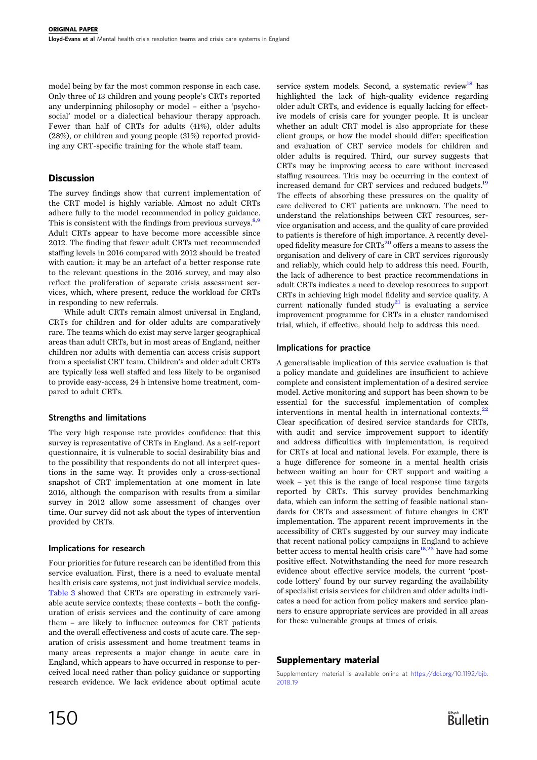model being by far the most common response in each case. Only three of 13 children and young people's CRTs reported any underpinning philosophy or model – either a 'psychosocial' model or a dialectical behaviour therapy approach. Fewer than half of CRTs for adults (41%), older adults (28%), or children and young people (31%) reported providing any CRT-specific training for the whole staff team.

## Discussion

The survey findings show that current implementation of the CRT model is highly variable. Almost no adult CRTs adhere fully to the model recommended in policy guidance. This is consistent with the findings from previous surveys.[8,9] Adult CRTs appear to have become more accessible since 2012. The finding that fewer adult CRTs met recommended staffing levels in 2016 compared with 2012 should be treated with caution: it may be an artefact of a better response rate to the relevant questions in the 2016 survey, and may also reflect the proliferation of separate crisis assessment services, which, where present, reduce the workload for CRTs in responding to new referrals.

While adult CRTs remain almost universal in England, CRTs for children and for older adults are comparatively rare. The teams which do exist may serve larger geographical areas than adult CRTs, but in most areas of England, neither children nor adults with dementia can access crisis support from a specialist CRT team. Children's and older adult CRTs are typically less well staffed and less likely to be organised to provide easy-access, 24 h intensive home treatment, compared to adult CRTs.

### Strengths and limitations

The very high response rate provides confidence that this survey is representative of CRTs in England. As a self-report questionnaire, it is vulnerable to social desirability bias and to the possibility that respondents do not all interpret questions in the same way. It provides only a cross-sectional snapshot of CRT implementation at one moment in late 2016, although the comparison with results from a similar survey in 2012 allow some assessment of changes over time. Our survey did not ask about the types of intervention provided by CRTs.

### Implications for research

Four priorities for future research can be identified from this service evaluation. First, there is a need to evaluate mental health crisis care systems, not just individual service models. Table 3 showed that CRTs are operating in extremely variable acute service contexts; these contexts – both the configuration of crisis services and the continuity of care among them – are likely to influence outcomes for CRT patients and the overall effectiveness and costs of acute care. The separation of crisis assessment and home treatment teams in many areas represents a major change in acute care in England, which appears to have occurred in response to perceived local need rather than policy guidance or supporting research evidence. We lack evidence about optimal acute service system models. Second, a systematic review[18] has highlighted the lack of high-quality evidence regarding older adult CRTs, and evidence is equally lacking for effective models of crisis care for younger people. It is unclear whether an adult CRT model is also appropriate for these client groups, or how the model should differ: specification and evaluation of CRT service models for children and older adults is required. Third, our survey suggests that CRTs may be improving access to care without increased staffing resources. This may be occurring in the context of increased demand for CRT services and reduced budgets.[19] The effects of absorbing these pressures on the quality of care delivered to CRT patients are unknown. The need to understand the relationships between CRT resources, service organisation and access, and the quality of care provided to patients is therefore of high importance. A recently developed fidelity measure for CRTs[20] offers a means to assess the organisation and delivery of care in CRT services rigorously and reliably, which could help to address this need. Fourth, the lack of adherence to best practice recommendations in adult CRTs indicates a need to develop resources to support CRTs in achieving high model fidelity and service quality. A current nationally funded study[21] is evaluating a service improvement programme for CRTs in a cluster randomised trial, which, if effective, should help to address this need.

### Implications for practice

A generalisable implication of this service evaluation is that a policy mandate and guidelines are insufficient to achieve complete and consistent implementation of a desired service model. Active monitoring and support has been shown to be essential for the successful implementation of complex interventions in mental health in international contexts.[22] Clear specification of desired service standards for CRTs, with audit and service improvement support to identify and address difficulties with implementation, is required for CRTs at local and national levels. For example, there is a huge difference for someone in a mental health crisis between waiting an hour for CRT support and waiting a week – yet this is the range of local response time targets reported by CRTs. This survey provides benchmarking data, which can inform the setting of feasible national standards for CRTs and assessment of future changes in CRT implementation. The apparent recent improvements in the accessibility of CRTs suggested by our survey may indicate that recent national policy campaigns in England to achieve better access to mental health crisis care[15,23] have had some positive effect. Notwithstanding the need for more research evidence about effective service models, the current 'postcode lottery' found by our survey regarding the availability of specialist crisis services for children and older adults indicates a need for action from policy makers and service planners to ensure appropriate services are provided in all areas for these vulnerable groups at times of crisis.

## Supplementary material

Supplementary material is available online at https://doi.org/10.1192/bjb.2018.19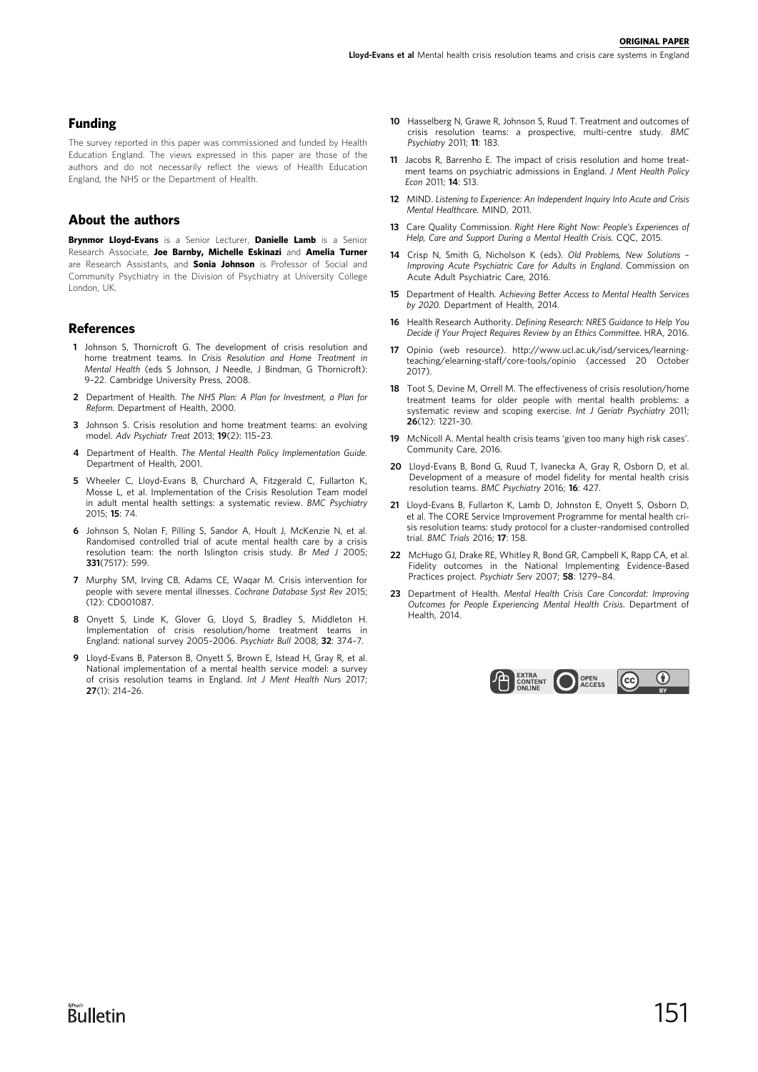## Funding

The survey reported in this paper was commissioned and funded by Health Education England. The views expressed in this paper are those of the authors and do not necessarily reflect the views of Health Education England, the NHS or the Department of Health.

## About the authors

**Brynmor Lloyd-Evans** is a Senior Lecturer, **Danielle Lamb** is a Senior Research Associate, **Joe Barnby, Michelle Eskinazi** and **Amelia Turner** are Research Assistants, and **Sonia Johnson** is Professor of Social and Community Psychiatry in the Division of Psychiatry at University College London, UK.

## References

1. Johnson S, Thornicroft G. The development of crisis resolution and home treatment teams. In *Crisis Resolution and Home Treatment in Mental Health* (eds S Johnson, J Needle, J Bindman, G Thornicroft): 9–22. Cambridge University Press, 2008.
2. Department of Health. *The NHS Plan: A Plan for Investment, a Plan for Reform*. Department of Health, 2000.
3. Johnson S. Crisis resolution and home treatment teams: an evolving model. *Adv Psychiatr Treat* 2013; **19**(2): 115–23.
4. Department of Health. *The Mental Health Policy Implementation Guide*. Department of Health, 2001.
5. Wheeler C, Lloyd-Evans B, Churchard A, Fitzgerald C, Fullarton K, Mosse L, et al. Implementation of the Crisis Resolution Team model in adult mental health settings: a systematic review. *BMC Psychiatry* 2015; **15**: 74.
6. Johnson S, Nolan F, Pilling S, Sandor A, Hoult J, McKenzie N, et al. Randomised controlled trial of acute mental health care by a crisis resolution team: the north Islington crisis study. *Br Med J* 2005; **331**(7517): 599.
7. Murphy SM, Irving CB, Adams CE, Waqar M. Crisis intervention for people with severe mental illnesses. *Cochrane Database Syst Rev* 2015; (12): CD001087.
8. Onyett S, Linde K, Glover G, Lloyd S, Bradley S, Middleton H. Implementation of crisis resolution/home treatment teams in England: national survey 2005–2006. *Psychiatr Bull* 2008; **32**: 374–7.
9. Lloyd-Evans B, Paterson B, Onyett S, Brown E, Istead H, Gray R, et al. National implementation of a mental health service model: a survey of crisis resolution teams in England. *Int J Ment Health Nurs* 2017; **27**(1): 214–26.
10. Hasselberg N, Grawe R, Johnson S, Ruud T. Treatment and outcomes of crisis resolution teams: a prospective, multi-centre study. *BMC Psychiatry* 2011; **11**: 183.
11. Jacobs R, Barrenho E. The impact of crisis resolution and home treatment teams on psychiatric admissions in England. *J Ment Health Policy Econ* 2011; **14**: S13.
12. MIND. *Listening to Experience: An Independent Inquiry Into Acute and Crisis Mental Healthcare*. MIND, 2011.
13. Care Quality Commission. *Right Here Right Now: People's Experiences of Help, Care and Support During a Mental Health Crisis*. CQC, 2015.
14. Crisp N, Smith G, Nicholson K (eds). *Old Problems, New Solutions – Improving Acute Psychiatric Care for Adults in England*. Commission on Acute Adult Psychiatric Care, 2016.
15. Department of Health. *Achieving Better Access to Mental Health Services by 2020*. Department of Health, 2014.
16. Health Research Authority. *Defining Research: NRES Guidance to Help You Decide if Your Project Requires Review by an Ethics Committee*. HRA, 2016.
17. Opinio (web resource). http://www.ucl.ac.uk/isd/services/learning-teaching/elearning-staff/core-tools/opinio (accessed 20 October 2017).
18. Toot S, Devine M, Orrell M. The effectiveness of crisis resolution/home treatment teams for older people with mental health problems: a systematic review and scoping exercise. *Int J Geriatr Psychiatry* 2011; **26**(12): 1221–30.
19. McNicoll A. Mental health crisis teams 'given too many high risk cases'. Community Care, 2016.
20. Lloyd-Evans B, Bond G, Ruud T, Ivanecka A, Gray R, Osborn D, et al. Development of a measure of model fidelity for mental health crisis resolution teams. *BMC Psychiatry* 2016; **16**: 427.
21. Lloyd-Evans B, Fullarton K, Lamb D, Johnston E, Onyett S, Osborn D, et al. The CORE Service Improvement Programme for mental health crisis resolution teams: study protocol for a cluster-randomised controlled trial. *BMC Trials* 2016; **17**: 158.
22. McHugo GJ, Drake RE, Whitley R, Bond GR, Campbell K, Rapp CA, et al. Fidelity outcomes in the National Implementing Evidence-Based Practices project. *Psychiatr Serv* 2007; **58**: 1279–84.
23. Department of Health. *Mental Health Crisis Care Concordat: Improving Outcomes for People Experiencing Mental Health Crisis*. Department of Health, 2014.